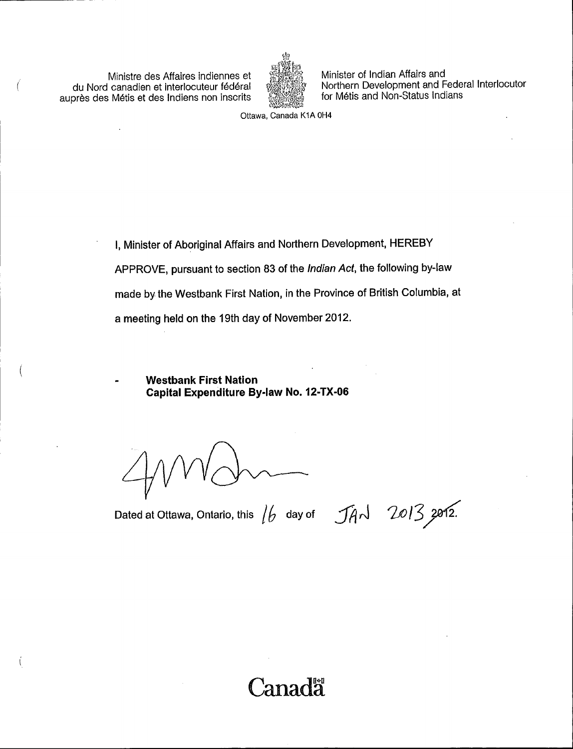Ministre des Affaires indiennes et du Nord canadien et interlocuteur fédéral auprès des Métis et des Indiens non inscrits

Minister of Indian Affairs and Northern Development and Federal Interlocutor for Métis and Non-Status Indians

Ottawa, Canada K1A 0H4

I, Minister of Aboriginal Affairs and Northern Development, HEREBY APPROVE, pursuant to section 83 of the *Indian Act*, the following by-law made by the Westbank First Nation, in the Province of British Columbia, at a meeting held on the 19th day of November 2012.

- **Westbank First Nation**
  **Capital Expenditure By-law No. 12-TX-06**

Dated at Ottawa, Ontario, this 16 day of JAN 2013 ~~2012~~.

Canada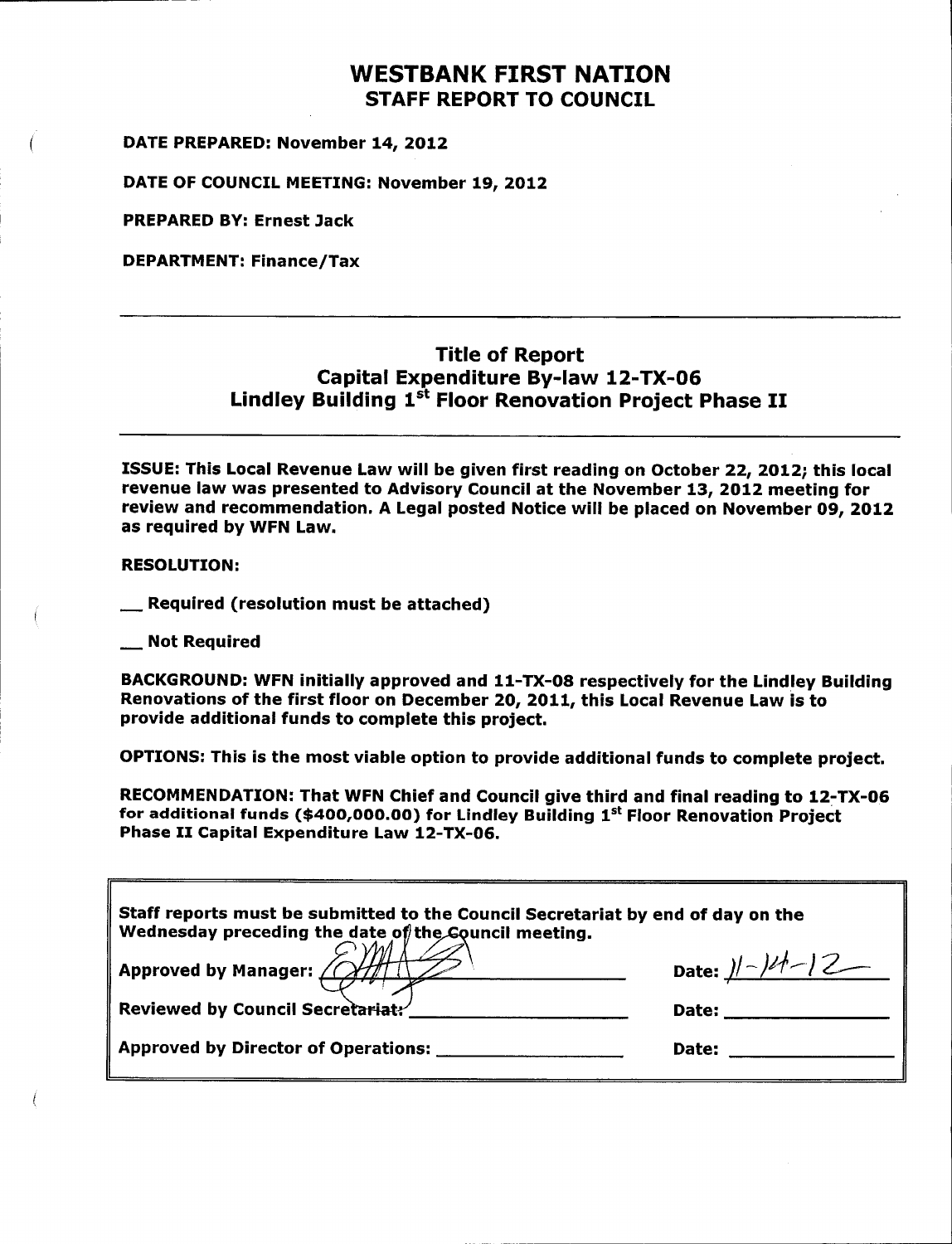# WESTBANK FIRST NATION
## STAFF REPORT TO COUNCIL

**DATE PREPARED: November 14, 2012**

**DATE OF COUNCIL MEETING: November 19, 2012**

**PREPARED BY: Ernest Jack**

**DEPARTMENT: Finance/Tax**

---

### Title of Report
### Capital Expenditure By-law 12-TX-06
### Lindley Building 1st Floor Renovation Project Phase II

---

**ISSUE: This Local Revenue Law will be given first reading on October 22, 2012; this local revenue law was presented to Advisory Council at the November 13, 2012 meeting for review and recommendation. A Legal posted Notice will be placed on November 09, 2012 as required by WFN Law.**

**RESOLUTION:**

**__ Required (resolution must be attached)**

**__ Not Required**

**BACKGROUND: WFN initially approved and 11-TX-08 respectively for the Lindley Building Renovations of the first floor on December 20, 2011, this Local Revenue Law is to provide additional funds to complete this project.**

**OPTIONS: This is the most viable option to provide additional funds to complete project.**

**RECOMMENDATION: That WFN Chief and Council give third and final reading to 12-TX-06 for additional funds ($400,000.00) for Lindley Building 1st Floor Renovation Project Phase II Capital Expenditure Law 12-TX-06.**

| | |
|---|---|
| **Staff reports must be submitted to the Council Secretariat by end of day on the Wednesday preceding the date of the Council meeting.** | |
| **Approved by Manager:** [signature] | **Date:** 11-14-12 |
| **Reviewed by Council Secretariat:** ______________ | **Date:** ______________ |
| **Approved by Director of Operations:** ______________ | **Date:** ______________ |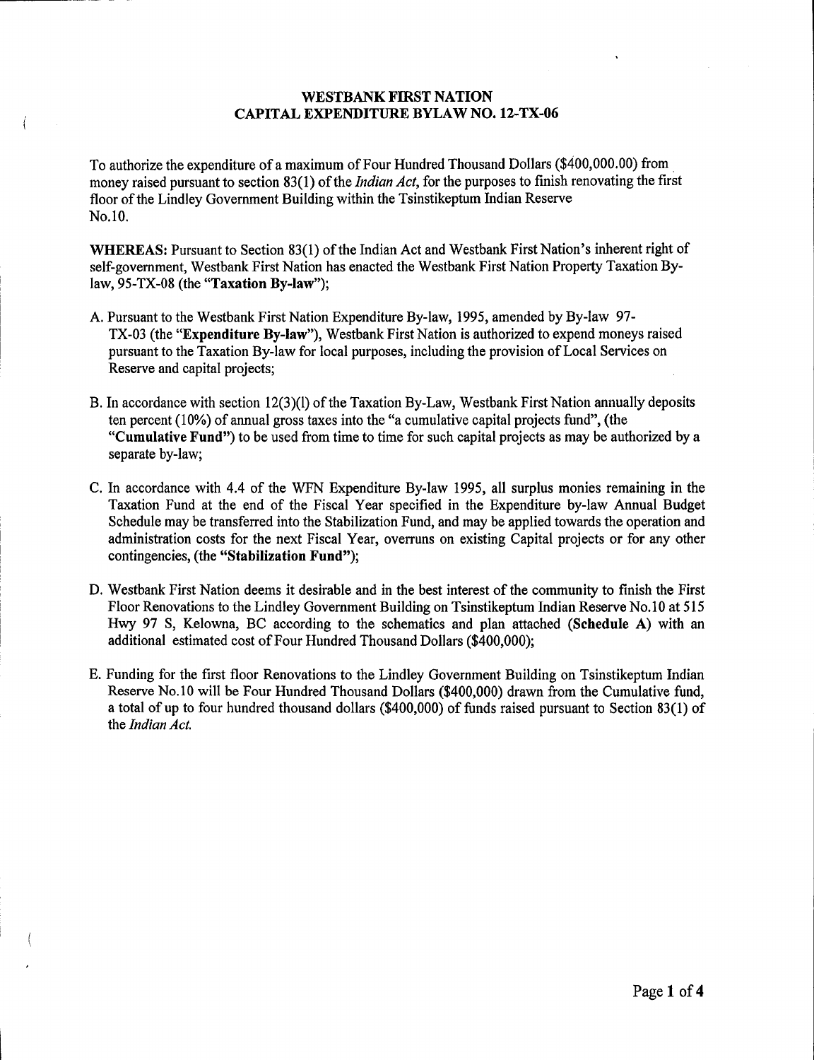# WESTBANK FIRST NATION
## CAPITAL EXPENDITURE BYLAW NO. 12-TX-06

To authorize the expenditure of a maximum of Four Hundred Thousand Dollars ($400,000.00) from money raised pursuant to section 83(1) of the *Indian Act*, for the purposes to finish renovating the first floor of the Lindley Government Building within the Tsinstikeptum Indian Reserve No.10.

**WHEREAS:** Pursuant to Section 83(1) of the Indian Act and Westbank First Nation's inherent right of self-government, Westbank First Nation has enacted the Westbank First Nation Property Taxation By-law, 95-TX-08 (the **"Taxation By-law"**);

A. Pursuant to the Westbank First Nation Expenditure By-law, 1995, amended by By-law 97-TX-03 (the **"Expenditure By-law"**), Westbank First Nation is authorized to expend moneys raised pursuant to the Taxation By-law for local purposes, including the provision of Local Services on Reserve and capital projects;

B. In accordance with section 12(3)(l) of the Taxation By-Law, Westbank First Nation annually deposits ten percent (10%) of annual gross taxes into the "a cumulative capital projects fund", (the **"Cumulative Fund"**) to be used from time to time for such capital projects as may be authorized by a separate by-law;

C. In accordance with 4.4 of the WFN Expenditure By-law 1995, all surplus monies remaining in the Taxation Fund at the end of the Fiscal Year specified in the Expenditure by-law Annual Budget Schedule may be transferred into the Stabilization Fund, and may be applied towards the operation and administration costs for the next Fiscal Year, overruns on existing Capital projects or for any other contingencies, (the **"Stabilization Fund"**);

D. Westbank First Nation deems it desirable and in the best interest of the community to finish the First Floor Renovations to the Lindley Government Building on Tsinstikeptum Indian Reserve No.10 at 515 Hwy 97 S, Kelowna, BC according to the schematics and plan attached (**Schedule A**) with an additional estimated cost of Four Hundred Thousand Dollars ($400,000);

E. Funding for the first floor Renovations to the Lindley Government Building on Tsinstikeptum Indian Reserve No.10 will be Four Hundred Thousand Dollars ($400,000) drawn from the Cumulative fund, a total of up to four hundred thousand dollars ($400,000) of funds raised pursuant to Section 83(1) of the *Indian Act.*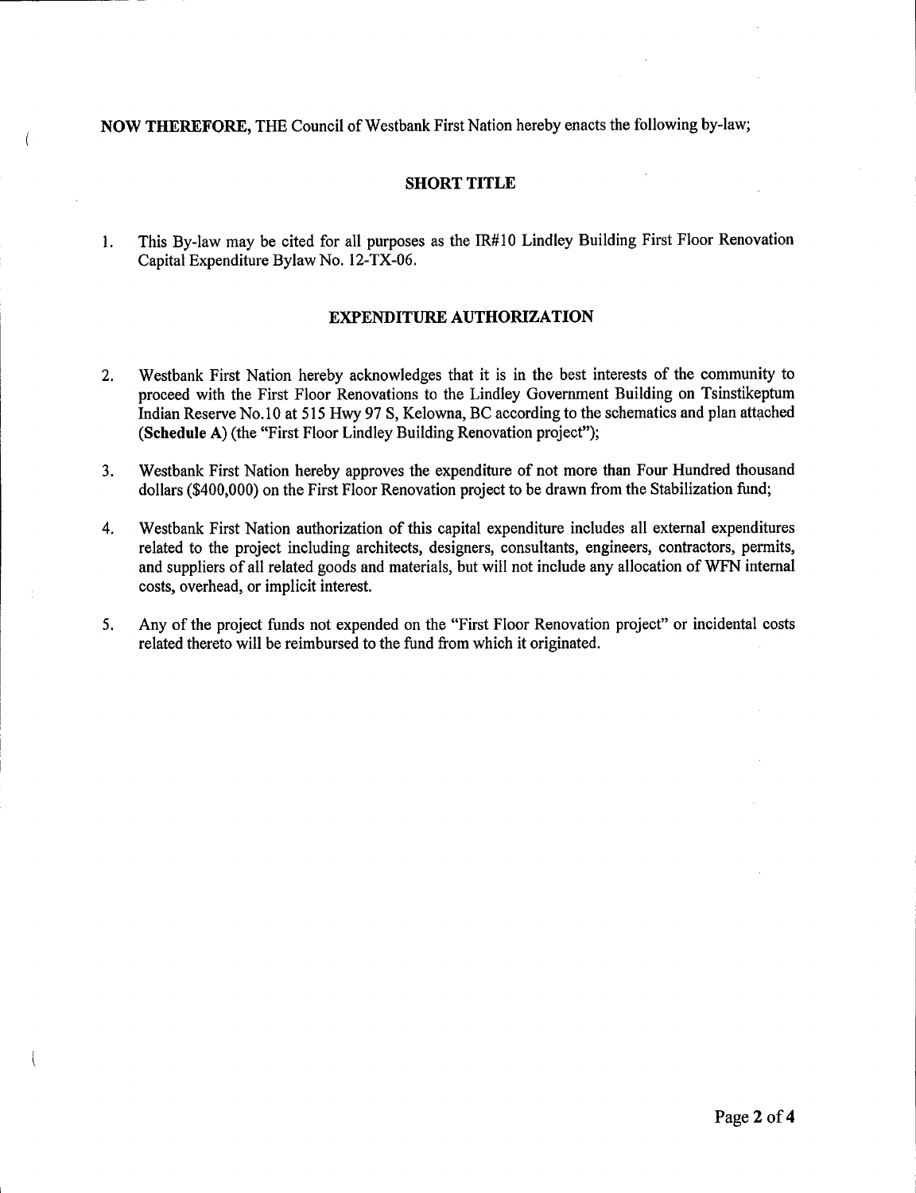**NOW THEREFORE,** THE Council of Westbank First Nation hereby enacts the following by-law;

## SHORT TITLE

1. This By-law may be cited for all purposes as the IR#10 Lindley Building First Floor Renovation Capital Expenditure Bylaw No. 12-TX-06.

## EXPENDITURE AUTHORIZATION

2. Westbank First Nation hereby acknowledges that it is in the best interests of the community to proceed with the First Floor Renovations to the Lindley Government Building on Tsinstikeptum Indian Reserve No.10 at 515 Hwy 97 S, Kelowna, BC according to the schematics and plan attached (**Schedule A**) (the "First Floor Lindley Building Renovation project");

3. Westbank First Nation hereby approves the expenditure of not more than Four Hundred thousand dollars ($400,000) on the First Floor Renovation project to be drawn from the Stabilization fund;

4. Westbank First Nation authorization of this capital expenditure includes all external expenditures related to the project including architects, designers, consultants, engineers, contractors, permits, and suppliers of all related goods and materials, but will not include any allocation of WFN internal costs, overhead, or implicit interest.

5. Any of the project funds not expended on the "First Floor Renovation project" or incidental costs related thereto will be reimbursed to the fund from which it originated.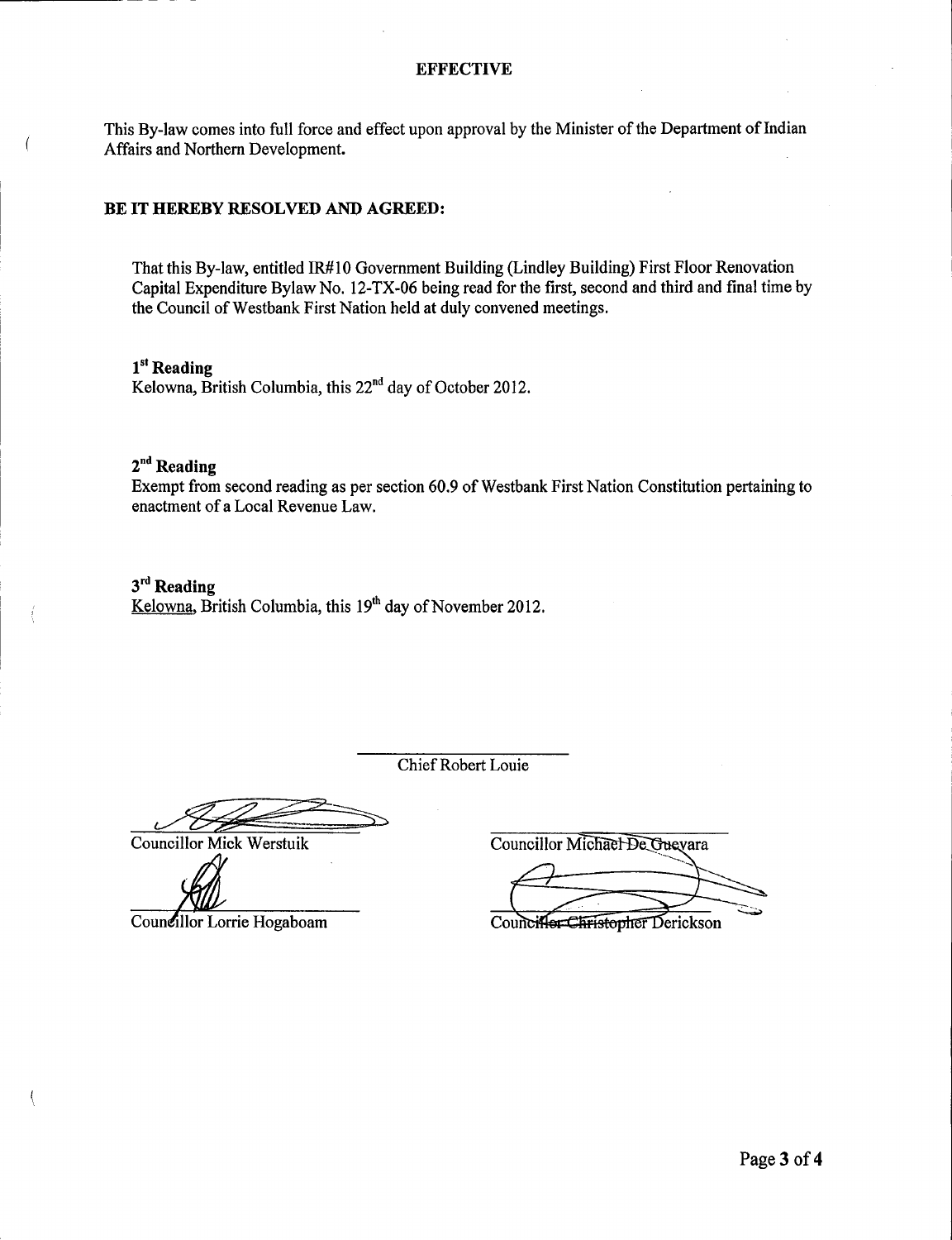## EFFECTIVE

This By-law comes into full force and effect upon approval by the Minister of the Department of Indian Affairs and Northern Development.

**BE IT HEREBY RESOLVED AND AGREED:**

That this By-law, entitled IR#10 Government Building (Lindley Building) First Floor Renovation Capital Expenditure Bylaw No. 12-TX-06 being read for the first, second and third and final time by the Council of Westbank First Nation held at duly convened meetings.

**1st Reading**
Kelowna, British Columbia, this 22nd day of October 2012.

**2nd Reading**
Exempt from second reading as per section 60.9 of Westbank First Nation Constitution pertaining to enactment of a Local Revenue Law.

**3rd Reading**
Kelowna, British Columbia, this 19th day of November 2012.

Chief Robert Louie

Councillor Mick Werstuik

Councillor Michael De Guevara

Councillor Lorrie Hogaboam

Councillor Christopher Derickson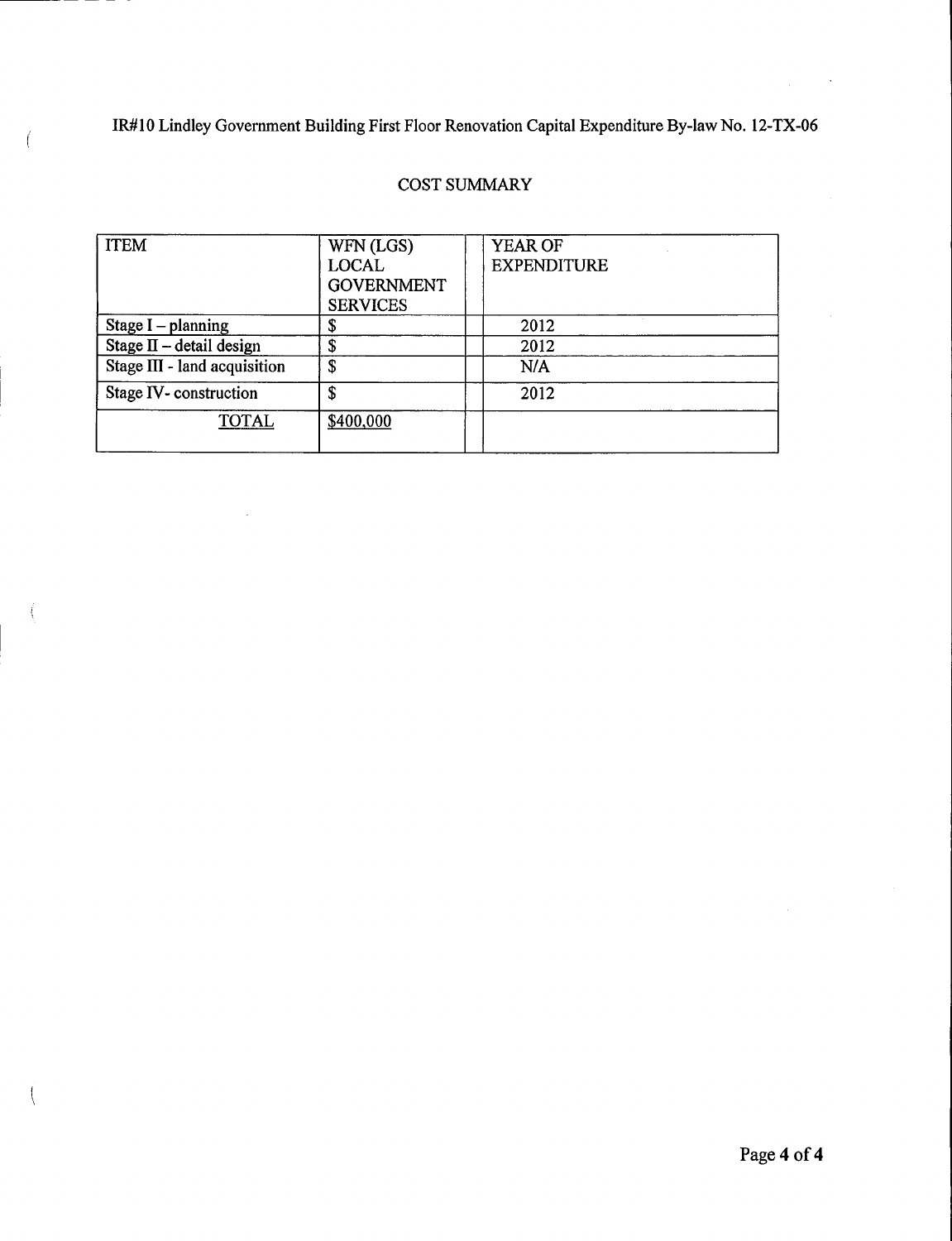IR#10 Lindley Government Building First Floor Renovation Capital Expenditure By-law No. 12-TX-06

COST SUMMARY

| ITEM | WFN (LGS) LOCAL GOVERNMENT SERVICES | | YEAR OF EXPENDITURE |
|---|---|---|---|
| Stage I – planning | $ | | 2012 |
| Stage II – detail design | $ | | 2012 |
| Stage III - land acquisition | $ | | N/A |
| Stage IV- construction | $ | | 2012 |
| TOTAL | $400,000 | | |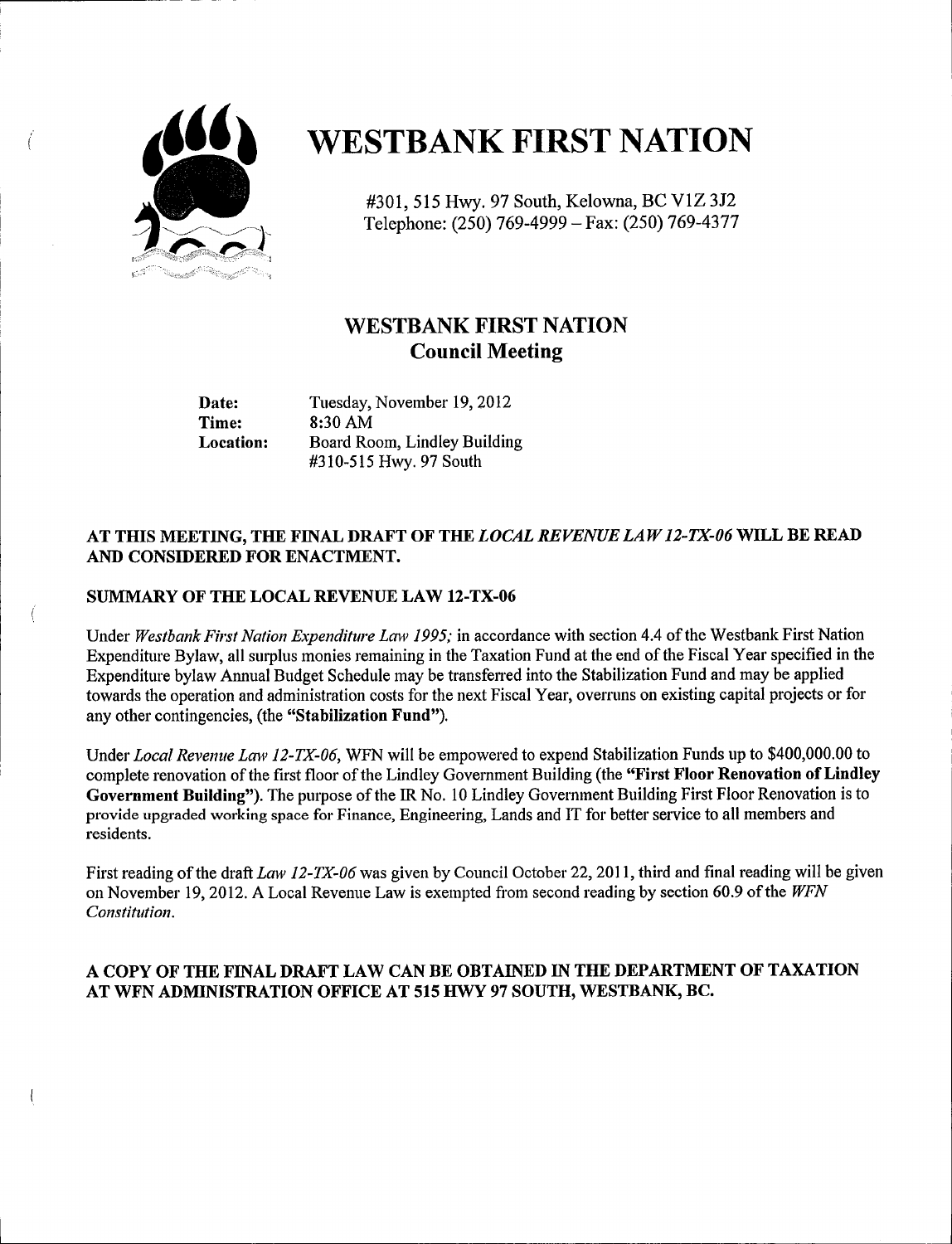# WESTBANK FIRST NATION

#301, 515 Hwy. 97 South, Kelowna, BC V1Z 3J2
Telephone: (250) 769-4999 – Fax: (250) 769-4377

## WESTBANK FIRST NATION
## Council Meeting

**Date:** Tuesday, November 19, 2012
**Time:** 8:30 AM
**Location:** Board Room, Lindley Building
#310-515 Hwy. 97 South

**AT THIS MEETING, THE FINAL DRAFT OF THE *LOCAL REVENUE LAW 12-TX-06* WILL BE READ AND CONSIDERED FOR ENACTMENT.**

**SUMMARY OF THE LOCAL REVENUE LAW 12-TX-06**

Under *Westbank First Nation Expenditure Law 1995;* in accordance with section 4.4 of the Westbank First Nation Expenditure Bylaw, all surplus monies remaining in the Taxation Fund at the end of the Fiscal Year specified in the Expenditure bylaw Annual Budget Schedule may be transferred into the Stabilization Fund and may be applied towards the operation and administration costs for the next Fiscal Year, overruns on existing capital projects or for any other contingencies, (the **"Stabilization Fund"**).

Under *Local Revenue Law 12-TX-06*, WFN will be empowered to expend Stabilization Funds up to $400,000.00 to complete renovation of the first floor of the Lindley Government Building (the **"First Floor Renovation of Lindley Government Building"**). The purpose of the IR No. 10 Lindley Government Building First Floor Renovation is to provide upgraded working space for Finance, Engineering, Lands and IT for better service to all members and residents.

First reading of the draft *Law 12-TX-06* was given by Council October 22, 2011, third and final reading will be given on November 19, 2012. A Local Revenue Law is exempted from second reading by section 60.9 of the *WFN Constitution*.

**A COPY OF THE FINAL DRAFT LAW CAN BE OBTAINED IN THE DEPARTMENT OF TAXATION AT WFN ADMINISTRATION OFFICE AT 515 HWY 97 SOUTH, WESTBANK, BC.**